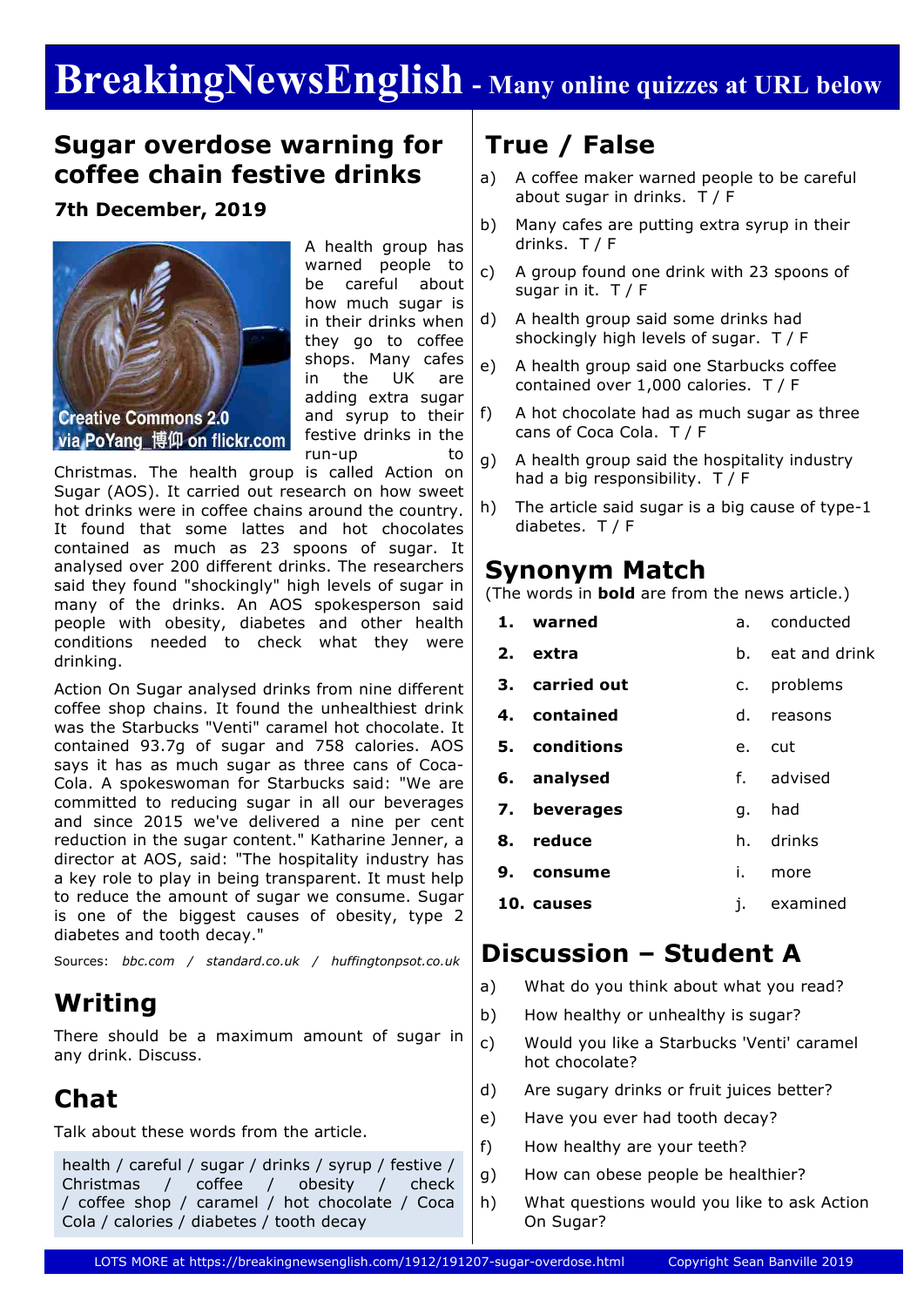# BreakingNewsEnglish - Many online quizzes at URL below

## Sugar overdose warning for coffee chain festive drinks

**7th December, 2019**

Creative Commons 2.0 via PoYang_博仰 on flickr.com

A health group has warned people to be careful about how much sugar is in their drinks when they go to coffee shops. Many cafes in the UK are adding extra sugar and syrup to their festive drinks in the run-up to Christmas. The health group is called Action on Sugar (AOS). It carried out research on how sweet hot drinks were in coffee chains around the country. It found that some lattes and hot chocolates contained as much as 23 spoons of sugar. It analysed over 200 different drinks. The researchers said they found "shockingly" high levels of sugar in many of the drinks. An AOS spokesperson said people with obesity, diabetes and other health conditions needed to check what they were drinking.

Action On Sugar analysed drinks from nine different coffee shop chains. It found the unhealthiest drink was the Starbucks "Venti" caramel hot chocolate. It contained 93.7g of sugar and 758 calories. AOS says it has as much sugar as three cans of Coca-Cola. A spokeswoman for Starbucks said: "We are committed to reducing sugar in all our beverages and since 2015 we've delivered a nine per cent reduction in the sugar content." Katharine Jenner, a director at AOS, said: "The hospitality industry has a key role to play in being transparent. It must help to reduce the amount of sugar we consume. Sugar is one of the biggest causes of obesity, type 2 diabetes and tooth decay."

Sources: *bbc.com / standard.co.uk / huffingtonpsot.co.uk*

## Writing

There should be a maximum amount of sugar in any drink. Discuss.

## Chat

Talk about these words from the article.

health / careful / sugar / drinks / syrup / festive / Christmas / coffee / obesity / check / coffee shop / caramel / hot chocolate / Coca Cola / calories / diabetes / tooth decay

## True / False

a) A coffee maker warned people to be careful about sugar in drinks. T / F

b) Many cafes are putting extra syrup in their drinks. T / F

c) A group found one drink with 23 spoons of sugar in it. T / F

d) A health group said some drinks had shockingly high levels of sugar. T / F

e) A health group said one Starbucks coffee contained over 1,000 calories. T / F

f) A hot chocolate had as much sugar as three cans of Coca Cola. T / F

g) A health group said the hospitality industry had a big responsibility. T / F

h) The article said sugar is a big cause of type-1 diabetes. T / F

## Synonym Match

(The words in **bold** are from the news article.)

| | | | |
|---|---|---|---|
| 1. | **warned** | a. | conducted |
| 2. | **extra** | b. | eat and drink |
| 3. | **carried out** | c. | problems |
| 4. | **contained** | d. | reasons |
| 5. | **conditions** | e. | cut |
| 6. | **analysed** | f. | advised |
| 7. | **beverages** | g. | had |
| 8. | **reduce** | h. | drinks |
| 9. | **consume** | i. | more |
| 10. | **causes** | j. | examined |

## Discussion – Student A

a) What do you think about what you read?

b) How healthy or unhealthy is sugar?

c) Would you like a Starbucks 'Venti' caramel hot chocolate?

d) Are sugary drinks or fruit juices better?

e) Have you ever had tooth decay?

f) How healthy are your teeth?

g) How can obese people be healthier?

h) What questions would you like to ask Action On Sugar?

LOTS MORE at https://breakingnewsenglish.com/1912/191207-sugar-overdose.html Copyright Sean Banville 2019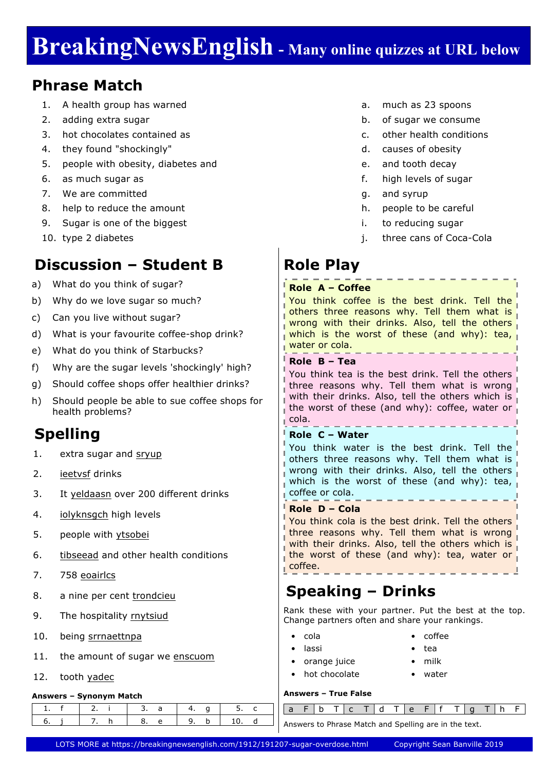## Phrase Match

1. A health group has warned
2. adding extra sugar
3. hot chocolates contained as
4. they found "shockingly"
5. people with obesity, diabetes and
6. as much sugar as
7. We are committed
8. help to reduce the amount
9. Sugar is one of the biggest
10. type 2 diabetes

a. much as 23 spoons
b. of sugar we consume
c. other health conditions
d. causes of obesity
e. and tooth decay
f. high levels of sugar
g. and syrup
h. people to be careful
i. to reducing sugar
j. three cans of Coca-Cola

## Discussion – Student B

a) What do you think of sugar?
b) Why do we love sugar so much?
c) Can you live without sugar?
d) What is your favourite coffee-shop drink?
e) What do you think of Starbucks?
f) Why are the sugar levels 'shockingly' high?
g) Should coffee shops offer healthier drinks?
h) Should people be able to sue coffee shops for health problems?

## Spelling

1. extra sugar and sryup
2. ieetvsf drinks
3. It yeldaasn over 200 different drinks
4. iolyknsgch high levels
5. people with ytsobei
6. tibseead and other health conditions
7. 758 eoairlcs
8. a nine per cent trondcieu
9. The hospitality rnytsiud
10. being srrnaettnpa
11. the amount of sugar we enscuom
12. tooth yadec

**Answers – Synonym Match**

| | | | | |
|---|---|---|---|---|
| 1. f | 2. i | 3. a | 4. g | 5. c |
| 6. j | 7. h | 8. e | 9. b | 10. d |

## Role Play

**Role A – Coffee**
You think coffee is the best drink. Tell the others three reasons why. Tell them what is wrong with their drinks. Also, tell the others which is the worst of these (and why): tea, water or cola.

**Role B – Tea**
You think tea is the best drink. Tell the others three reasons why. Tell them what is wrong with their drinks. Also, tell the others which is the worst of these (and why): coffee, water or cola.

**Role C – Water**
You think water is the best drink. Tell the others three reasons why. Tell them what is wrong with their drinks. Also, tell the others which is the worst of these (and why): tea, coffee or cola.

**Role D – Cola**
You think cola is the best drink. Tell the others three reasons why. Tell them what is wrong with their drinks. Also, tell the others which is the worst of these (and why): tea, water or coffee.

## Speaking – Drinks

Rank these with your partner. Put the best at the top. Change partners often and share your rankings.

- cola
- lassi
- orange juice
- hot chocolate
- coffee
- tea
- milk
- water

**Answers – True False**

| | | | | | | | | | | | | | | | |
|---|---|---|---|---|---|---|---|---|---|---|---|---|---|---|---|
| a | F | b | T | c | T | d | T | e | F | f | T | g | T | h | F |

Answers to Phrase Match and Spelling are in the text.

LOTS MORE at https://breakingnewsenglish.com/1912/191207-sugar-overdose.html Copyright Sean Banville 2019